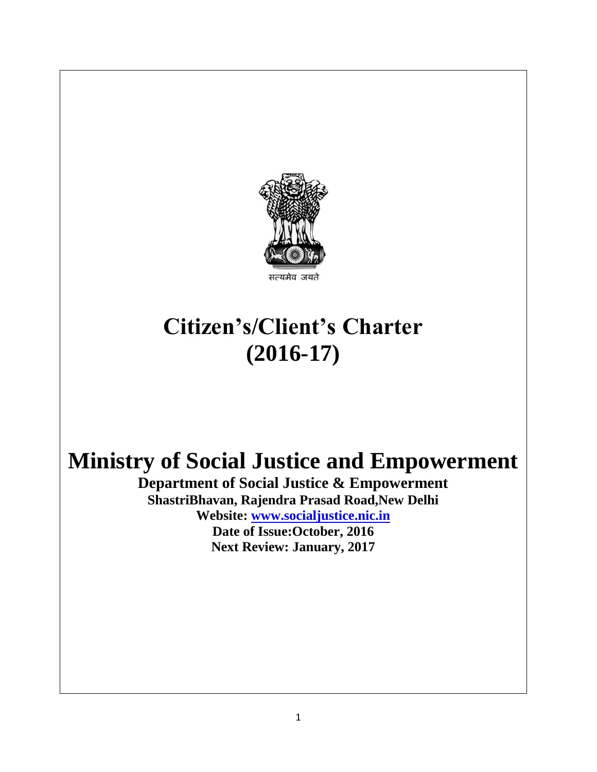सत्यमेव जयते

# Citizen's/Client's Charter (2016-17)

# Ministry of Social Justice and Empowerment

**Department of Social Justice & Empowerment**

**ShastriBhavan, Rajendra Prasad Road,New Delhi**

**Website: www.socialjustice.nic.in**

**Date of Issue:October, 2016**

**Next Review: January, 2017**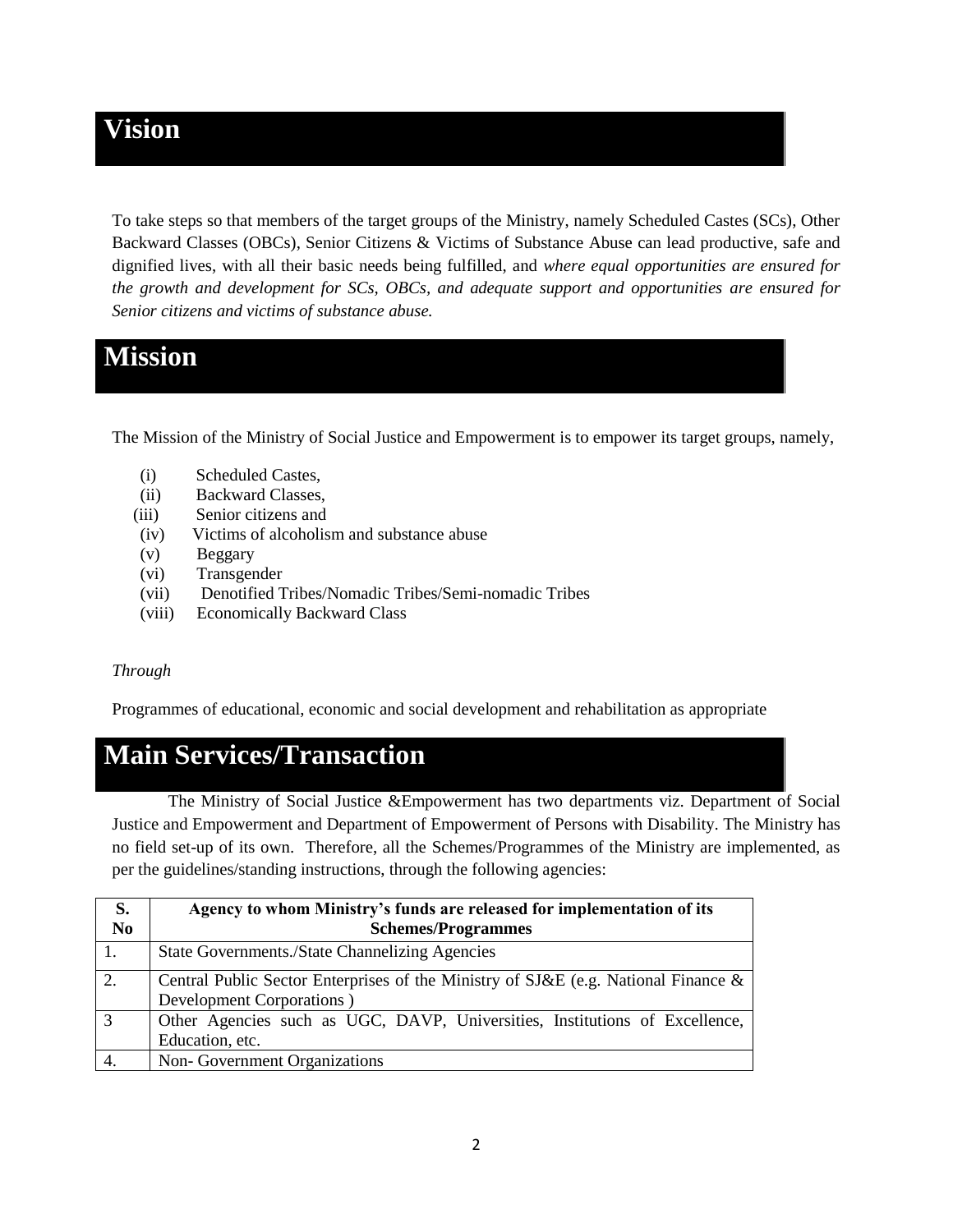# Vision

To take steps so that members of the target groups of the Ministry, namely Scheduled Castes (SCs), Other Backward Classes (OBCs), Senior Citizens & Victims of Substance Abuse can lead productive, safe and dignified lives, with all their basic needs being fulfilled, and *where equal opportunities are ensured for the growth and development for SCs, OBCs, and adequate support and opportunities are ensured for Senior citizens and victims of substance abuse.*

# Mission

The Mission of the Ministry of Social Justice and Empowerment is to empower its target groups, namely,

(i) Scheduled Castes,
(ii) Backward Classes,
(iii) Senior citizens and
(iv) Victims of alcoholism and substance abuse
(v) Beggary
(vi) Transgender
(vii) Denotified Tribes/Nomadic Tribes/Semi-nomadic Tribes
(viii) Economically Backward Class

*Through*

Programmes of educational, economic and social development and rehabilitation as appropriate

# Main Services/Transaction

The Ministry of Social Justice &Empowerment has two departments viz. Department of Social Justice and Empowerment and Department of Empowerment of Persons with Disability. The Ministry has no field set-up of its own. Therefore, all the Schemes/Programmes of the Ministry are implemented, as per the guidelines/standing instructions, through the following agencies:

| S. No | Agency to whom Ministry's funds are released for implementation of its Schemes/Programmes |
|---|---|
| 1. | State Governments./State Channelizing Agencies |
| 2. | Central Public Sector Enterprises of the Ministry of SJ&E (e.g. National Finance & Development Corporations ) |
| 3 | Other Agencies such as UGC, DAVP, Universities, Institutions of Excellence, Education, etc. |
| 4. | Non- Government Organizations |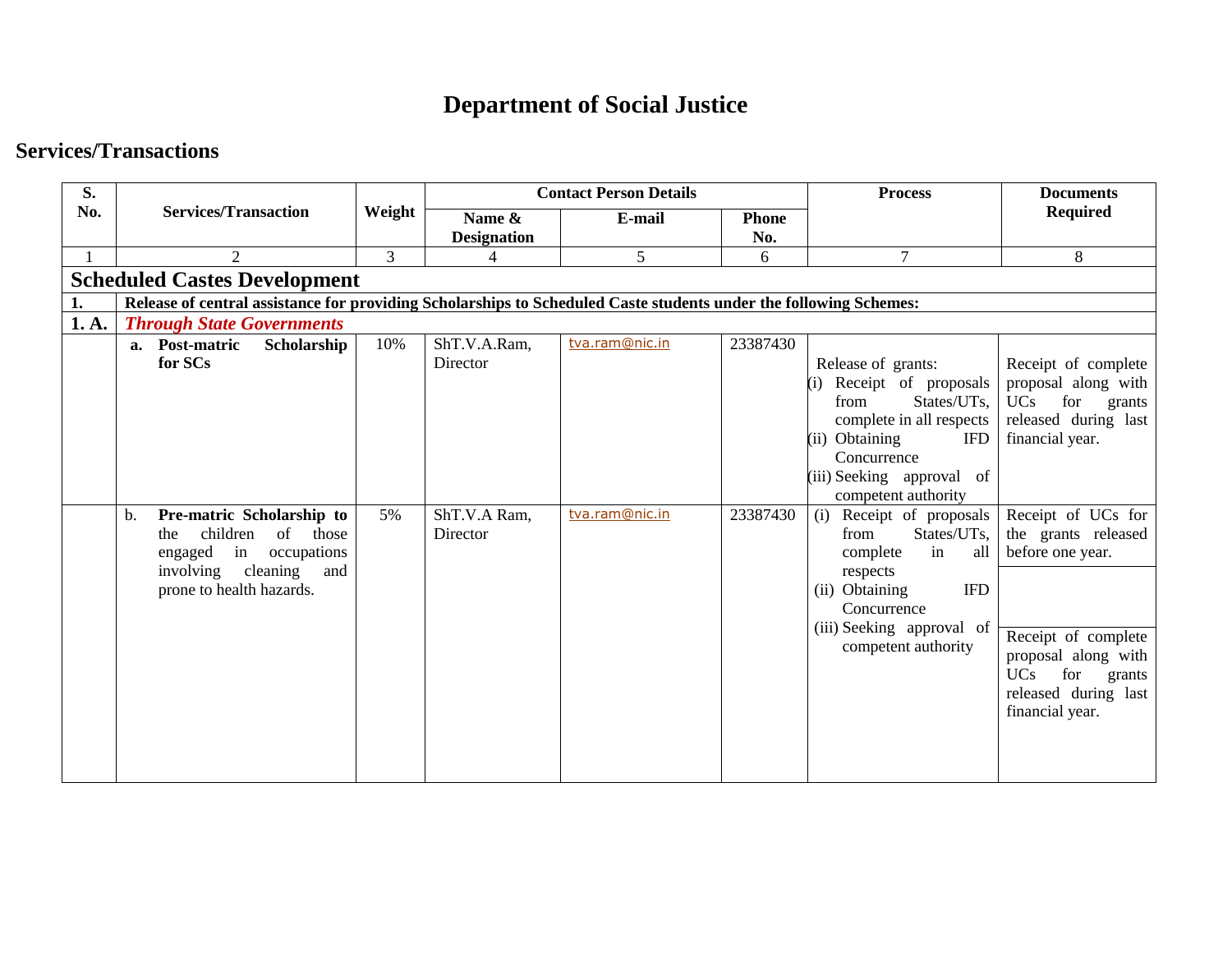# Department of Social Justice

## Services/Transactions

| S. No. | Services/Transaction | Weight | Contact Person Details | | | Process | Documents Required |
|---|---|---|---|---|---|---|---|
| | | | Name & Designation | E-mail | Phone No. | | |
| 1 | 2 | 3 | 4 | 5 | 6 | 7 | 8 |
| **Scheduled Castes Development** | | | | | | | |
| **1.** | **Release of central assistance for providing Scholarships to Scheduled Caste students under the following Schemes:** | | | | | | |
| **1. A.** | ***Through State Governments*** | | | | | | |
| | **a. Post-matric Scholarship for SCs** | 10% | ShT.V.A.Ram, Director | tva.ram@nic.in | 23387430 | Release of grants: (i) Receipt of proposals from States/UTs, complete in all respects (ii) Obtaining IFD Concurrence (iii) Seeking approval of competent authority | Receipt of complete proposal along with UCs for grants released during last financial year. |
| | b. **Pre-matric Scholarship to** the children of those engaged in occupations involving cleaning and prone to health hazards. | 5% | ShT.V.A Ram, Director | tva.ram@nic.in | 23387430 | (i) Receipt of proposals from States/UTs, complete in all respects (ii) Obtaining IFD Concurrence (iii) Seeking approval of competent authority | Receipt of UCs for the grants released before one year. Receipt of complete proposal along with UCs for grants released during last financial year. |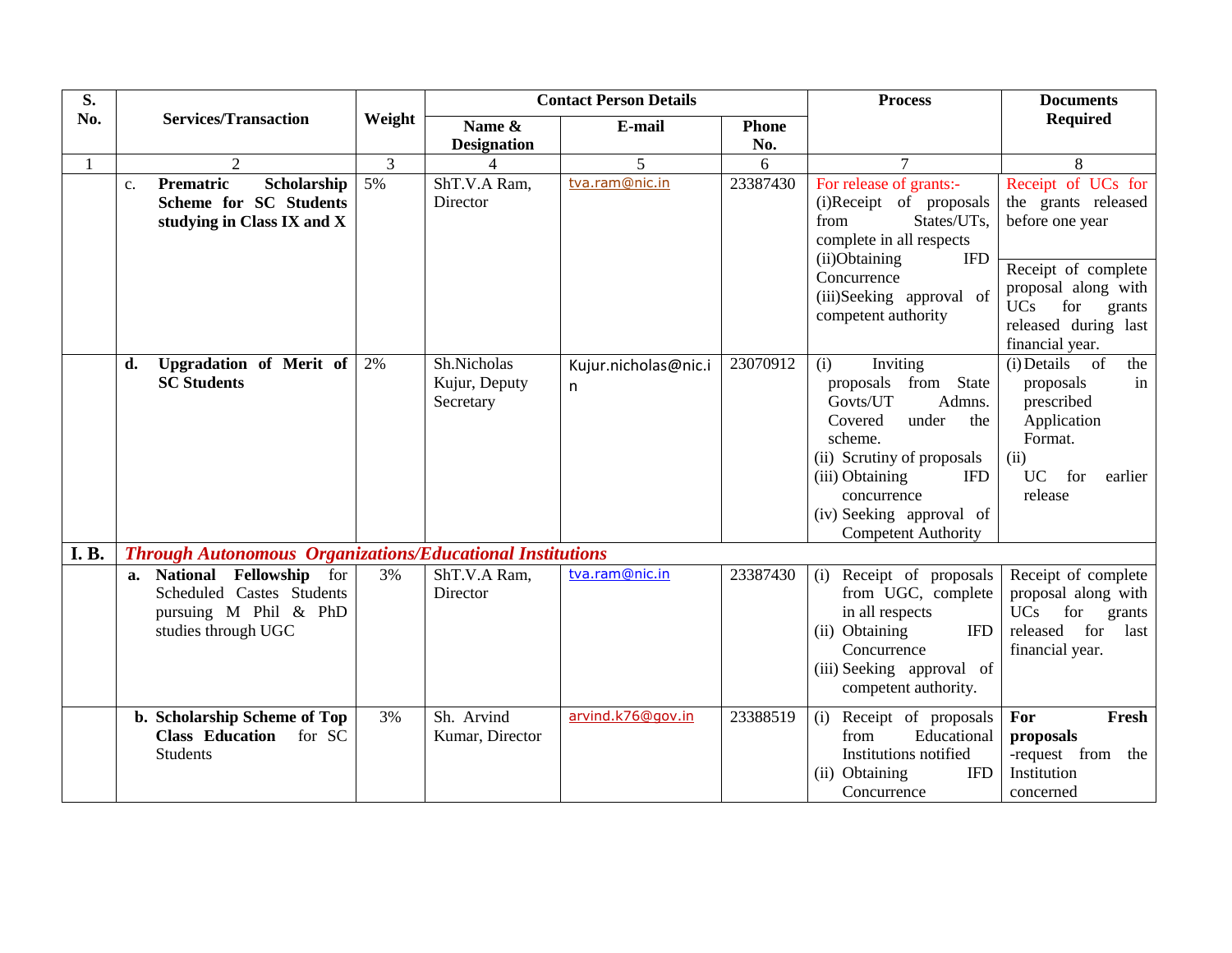| S. No. | Services/Transaction | Weight | Contact Person Details | | | Process | Documents Required |
|---|---|---|---|---|---|---|---|
| | | | Name & Designation | E-mail | Phone No. | | |
| 1 | 2 | 3 | 4 | 5 | 6 | 7 | 8 |
| | c. **Prematric Scholarship Scheme for SC Students studying in Class IX and X** | 5% | ShT.V.A Ram, Director | tva.ram@nic.in | 23387430 | For release of grants:- (i)Receipt of proposals from States/UTs, complete in all respects (ii)Obtaining IFD Concurrence (iii)Seeking approval of competent authority | Receipt of UCs for the grants released before one year<br><br>Receipt of complete proposal along with UCs for grants released during last financial year. |
| | **d. Upgradation of Merit of SC Students** | 2% | Sh.Nicholas Kujur, Deputy Secretary | Kujur.nicholas@nic.in | 23070912 | (i) Inviting proposals from State Govts/UT Admns. Covered under the scheme. (ii) Scrutiny of proposals (iii) Obtaining IFD concurrence (iv) Seeking approval of Competent Authority | (i) Details of the proposals in prescribed Application Format. (ii) UC for earlier release |
| **I. B.** | ***Through Autonomous Organizations/Educational Institutions*** | | | | | | |
| | **a. National Fellowship** for Scheduled Castes Students pursuing M Phil & PhD studies through UGC | 3% | ShT.V.A Ram, Director | tva.ram@nic.in | 23387430 | (i) Receipt of proposals from UGC, complete in all respects (ii) Obtaining IFD Concurrence (iii) Seeking approval of competent authority. | Receipt of complete proposal along with UCs for grants released for last financial year. |
| | **b. Scholarship Scheme of Top Class Education** for SC Students | 3% | Sh. Arvind Kumar, Director | arvind.k76@gov.in | 23388519 | (i) Receipt of proposals from Educational Institutions notified (ii) Obtaining IFD Concurrence | **For Fresh proposals** -request from the Institution concerned |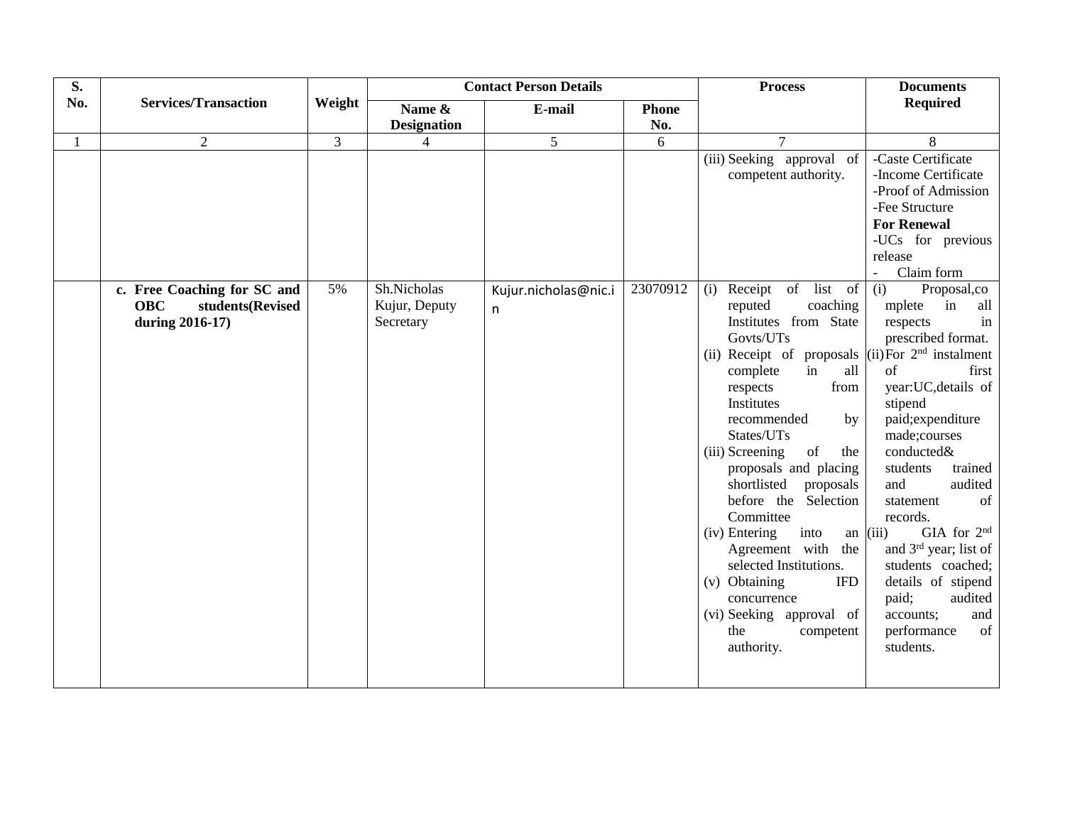| S. No. | Services/Transaction | Weight | Contact Person Details | | | Process | Documents Required |
|---|---|---|---|---|---|---|---|
| | | | Name & Designation | E-mail | Phone No. | | |
| 1 | 2 | 3 | 4 | 5 | 6 | 7 | 8 |
| | | | | | | (iii) Seeking approval of competent authority. | -Caste Certificate<br>-Income Certificate<br>-Proof of Admission<br>-Fee Structure<br>**For Renewal**<br>-UCs for previous release<br>- Claim form |
| | **c. Free Coaching for SC and OBC students(Revised during 2016-17)** | 5% | Sh.Nicholas Kujur, Deputy Secretary | Kujur.nicholas@nic.in | 23070912 | (i) Receipt of list of reputed coaching Institutes from State Govts/UTs<br>(ii) Receipt of proposals complete in all respects from Institutes recommended by States/UTs<br>(iii) Screening of the proposals and placing shortlisted proposals before the Selection Committee<br>(iv) Entering into an Agreement with the selected Institutions.<br>(v) Obtaining IFD concurrence<br>(vi) Seeking approval of the competent authority. | (i) Proposal,complete in all respects in prescribed format.<br>(ii) For 2nd instalment of first year:UC,details of stipend paid;expenditure made;courses conducted& students trained and audited statement of records.<br>(iii) GIA for 2nd and 3rd year; list of students coached; details of stipend paid; audited accounts; and performance of students. |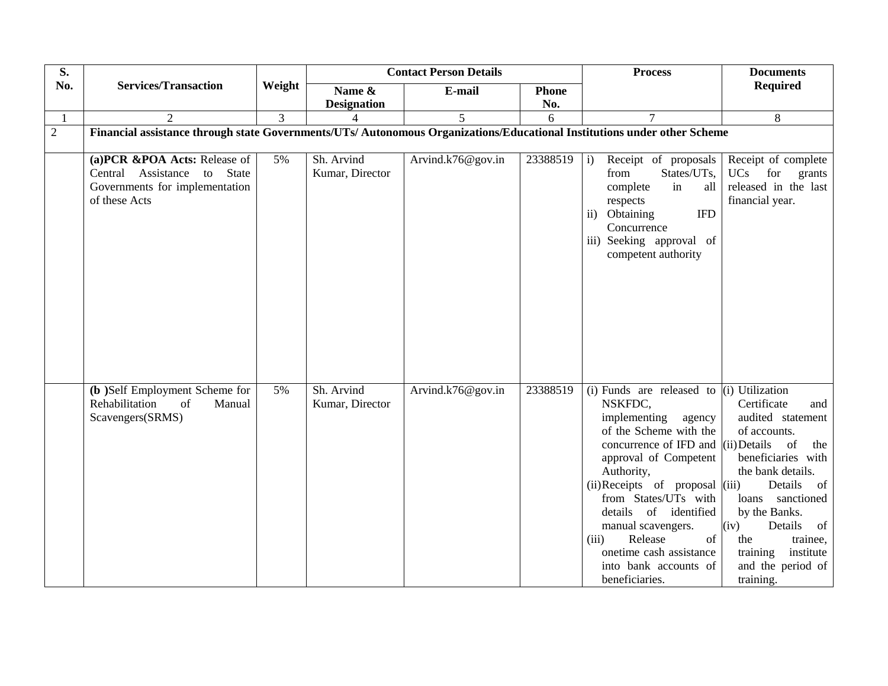| S. No. | Services/Transaction | Weight | Contact Person Details | | | Process | Documents Required |
|---|---|---|---|---|---|---|---|
| | | | Name & Designation | E-mail | Phone No. | | |
| 1 | 2 | 3 | 4 | 5 | 6 | 7 | 8 |
| 2 | **Financial assistance through state Governments/UTs/ Autonomous Organizations/Educational Institutions under other Scheme** | | | | | | |
| | **(a)PCR &POA Acts:** Release of Central Assistance to State Governments for implementation of these Acts | 5% | Sh. Arvind Kumar, Director | Arvind.k76@gov.in | 23388519 | i) Receipt of proposals from States/UTs, complete in all respects<br>ii) Obtaining IFD Concurrence<br>iii) Seeking approval of competent authority | Receipt of complete UCs for grants released in the last financial year. |
| | **(b )**Self Employment Scheme for Rehabilitation of Manual Scavengers(SRMS) | 5% | Sh. Arvind Kumar, Director | Arvind.k76@gov.in | 23388519 | (i) Funds are released to NSKFDC, implementing agency of the Scheme with the concurrence of IFD and approval of Competent Authority,<br>(ii) Receipts of proposal from States/UTs with details of identified manual scavengers.<br>(iii) Release of onetime cash assistance into bank accounts of beneficiaries. | (i) Utilization Certificate and audited statement of accounts.<br>(ii) Details of the beneficiaries with the bank details.<br>(iii) Details of loans sanctioned by the Banks.<br>(iv) Details of the trainee, training institute and the period of training. |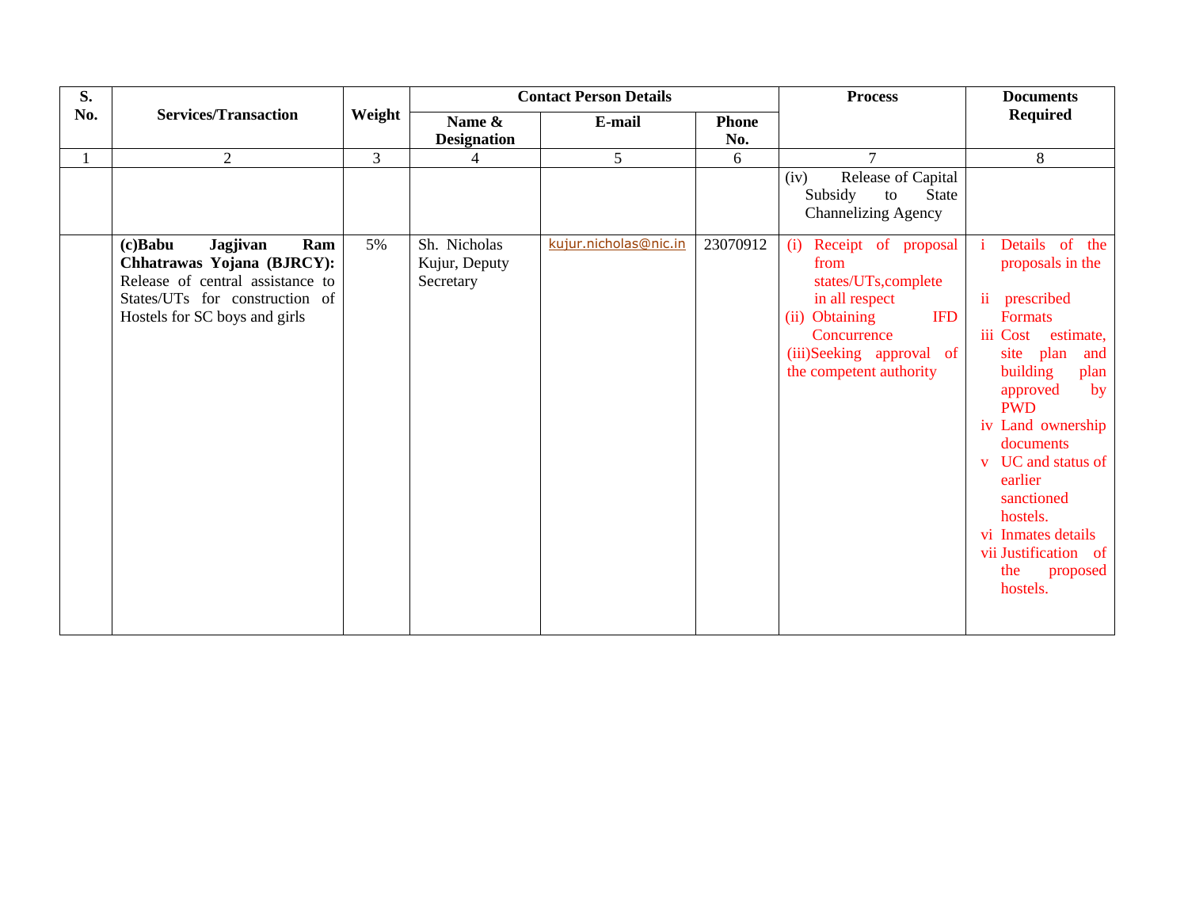| S. No. | Services/Transaction | Weight | Contact Person Details | | | Process | Documents Required |
|---|---|---|---|---|---|---|---|
| | | | Name & Designation | E-mail | Phone No. | | |
| 1 | 2 | 3 | 4 | 5 | 6 | 7 | 8 |
| | | | | | | (iv) Release of Capital Subsidy to State Channelizing Agency | |
| | **(c)Babu Jagjivan Ram Chhatrawas Yojana (BJRCY):** Release of central assistance to States/UTs for construction of Hostels for SC boys and girls | 5% | Sh. Nicholas Kujur, Deputy Secretary | kujur.nicholas@nic.in | 23070912 | (i) Receipt of proposal from states/UTs,complete in all respect<br>(ii) Obtaining IFD Concurrence<br>(iii)Seeking approval of the competent authority | i Details of the proposals in the<br>ii prescribed Formats<br>iii Cost estimate, site plan and building plan approved by PWD<br>iv Land ownership documents<br>v UC and status of earlier sanctioned hostels.<br>vi Inmates details<br>vii Justification of the proposed hostels. |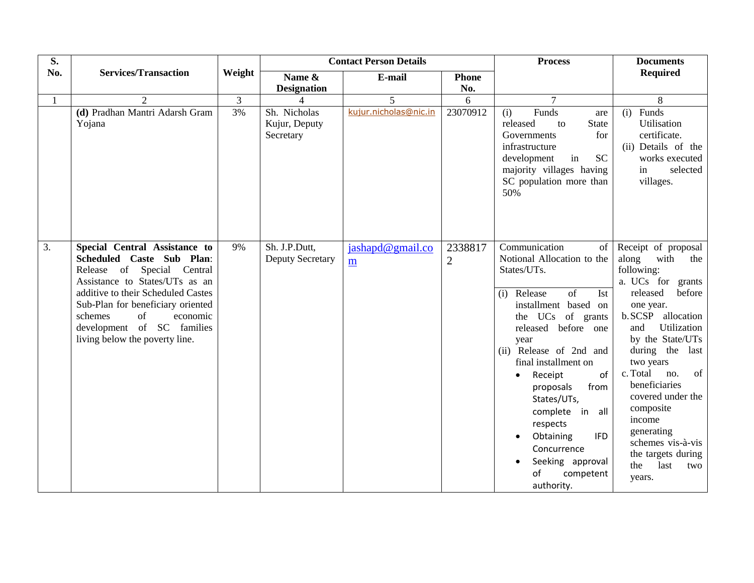| S. No. | Services/Transaction | Weight | Contact Person Details | | | Process | Documents Required |
|---|---|---|---|---|---|---|---|
| | | | Name & Designation | E-mail | Phone No. | | |
| 1 | 2 | 3 | 4 | 5 | 6 | 7 | 8 |
| | **(d)** Pradhan Mantri Adarsh Gram Yojana | 3% | Sh. Nicholas Kujur, Deputy Secretary | kujur.nicholas@nic.in | 23070912 | (i) Funds are released to State Governments for infrastructure development in SC majority villages having SC population more than 50% | (i) Funds Utilisation certificate.<br>(ii) Details of the works executed in selected villages. |
| 3. | **Special Central Assistance to Scheduled Caste Sub Plan**: Release of Special Central Assistance to States/UTs as an additive to their Scheduled Castes Sub-Plan for beneficiary oriented schemes of economic development of SC families living below the poverty line. | 9% | Sh. J.P.Dutt, Deputy Secretary | jashapd@gmail.com | 23388172 | Communication of Notional Allocation to the States/UTs.<br>(i) Release of Ist installment based on the UCs of grants released before one year<br>(ii) Release of 2nd and final installment on<br>• Receipt of proposals from States/UTs, complete in all respects<br>• Obtaining IFD Concurrence<br>• Seeking approval of competent authority. | Receipt of proposal along with the following:<br>a. UCs for grants released before one year.<br>b. SCSP allocation and Utilization by the State/UTs during the last two years<br>c. Total no. of beneficiaries covered under the composite income generating schemes vis-à-vis the targets during the last two years. |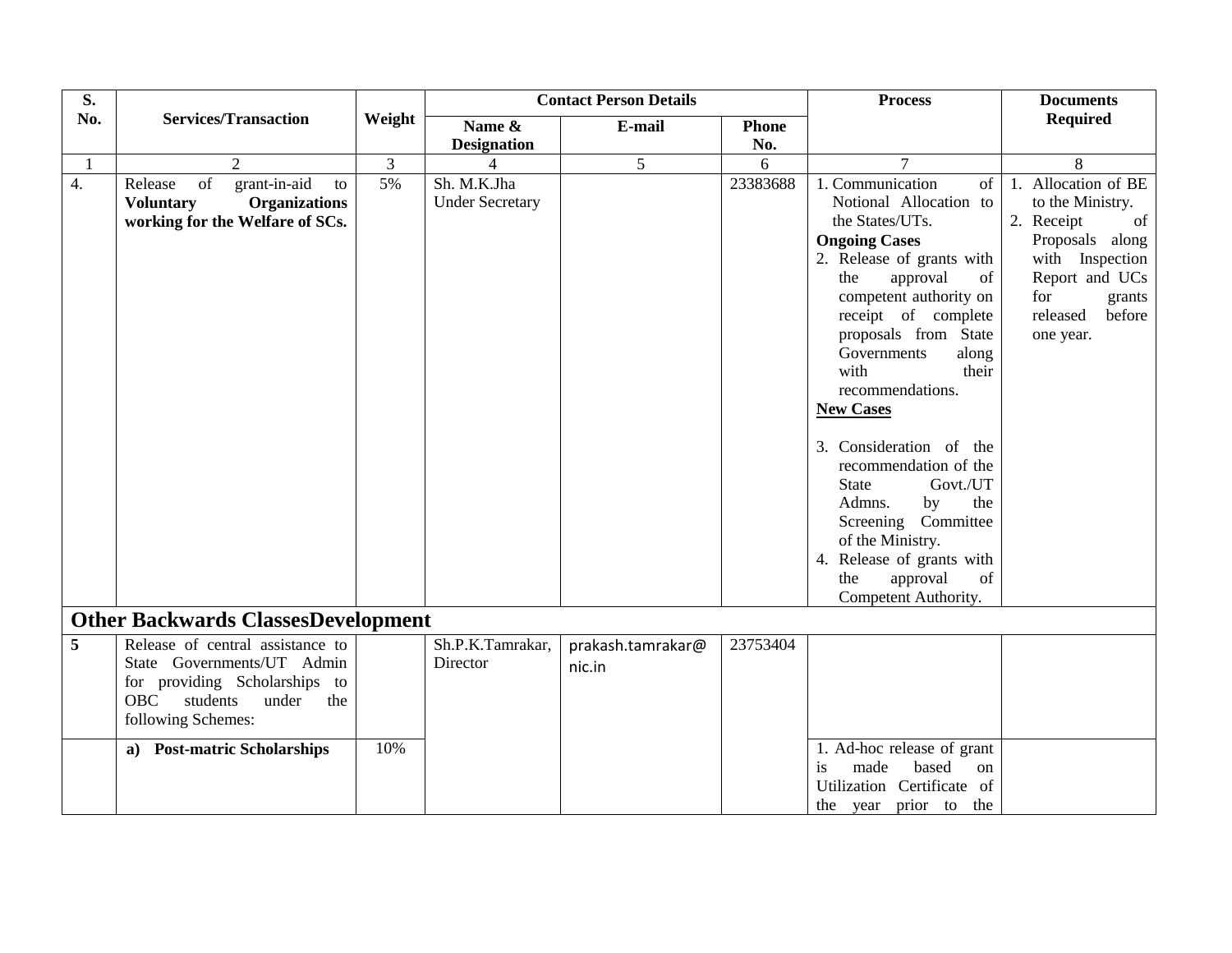| S. No. | Services/Transaction | Weight | Contact Person Details | | | Process | Documents Required |
|---|---|---|---|---|---|---|---|
| | | | Name & Designation | E-mail | Phone No. | | |
| 1 | 2 | 3 | 4 | 5 | 6 | 7 | 8 |
| 4. | Release of grant-in-aid to **Voluntary Organizations working for the Welfare of SCs.** | 5% | Sh. M.K.Jha Under Secretary | | 23383688 | 1. Communication of Notional Allocation to the States/UTs.<br>**Ongoing Cases**<br>2. Release of grants with the approval of competent authority on receipt of complete proposals from State Governments along with their recommendations.<br>**New Cases**<br>3. Consideration of the recommendation of the State Govt./UT Admns. by the Screening Committee of the Ministry.<br>4. Release of grants with the approval of Competent Authority. | 1. Allocation of BE to the Ministry.<br>2. Receipt of Proposals along with Inspection Report and UCs for grants released before one year. |
| **Other Backwards ClassesDevelopment** | | | | | | | |
| **5** | Release of central assistance to State Governments/UT Admin for providing Scholarships to OBC students under the following Schemes: | | Sh.P.K.Tamrakar, Director | prakash.tamrakar@nic.in | 23753404 | | |
| | **a) Post-matric Scholarships** | 10% | | | | 1. Ad-hoc release of grant is made based on Utilization Certificate of the year prior to the | |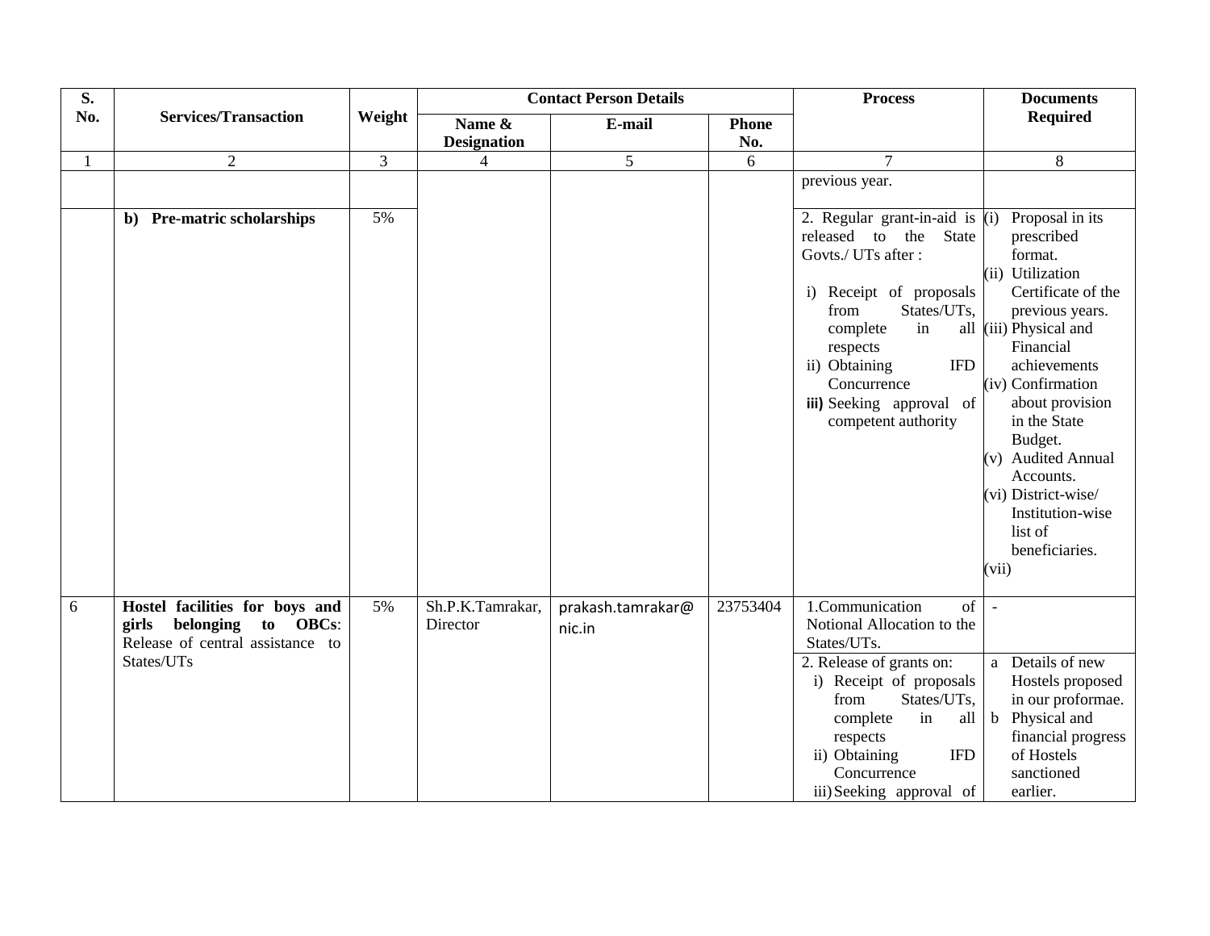| S. No. | Services/Transaction | Weight | Contact Person Details | | | Process | Documents Required |
|---|---|---|---|---|---|---|---|
| | | | Name & Designation | E-mail | Phone No. | | |
| 1 | 2 | 3 | 4 | 5 | 6 | 7 | 8 |
| | | | | | | previous year. | |
| | **b) Pre-matric scholarships** | 5% | | | | 2. Regular grant-in-aid is released to the State Govts./ UTs after :<br>i) Receipt of proposals from States/UTs, complete in all respects<br>ii) Obtaining IFD Concurrence<br>**iii)** Seeking approval of competent authority | (i) Proposal in its prescribed format.<br>(ii) Utilization Certificate of the previous years.<br>(iii) Physical and Financial achievements<br>(iv) Confirmation about provision in the State Budget.<br>(v) Audited Annual Accounts.<br>(vi) District-wise/ Institution-wise list of beneficiaries.<br>(vii) |
| 6 | **Hostel facilities for boys and girls belonging to OBCs**: Release of central assistance to States/UTs | 5% | Sh.P.K.Tamrakar, Director | prakash.tamrakar@nic.in | 23753404 | 1.Communication of Notional Allocation to the States/UTs. | - |
| | | | | | | 2. Release of grants on:<br>i) Receipt of proposals from States/UTs, complete in all respects<br>ii) Obtaining IFD Concurrence<br>iii) Seeking approval of | a Details of new Hostels proposed in our proformae.<br>b Physical and financial progress of Hostels sanctioned earlier. |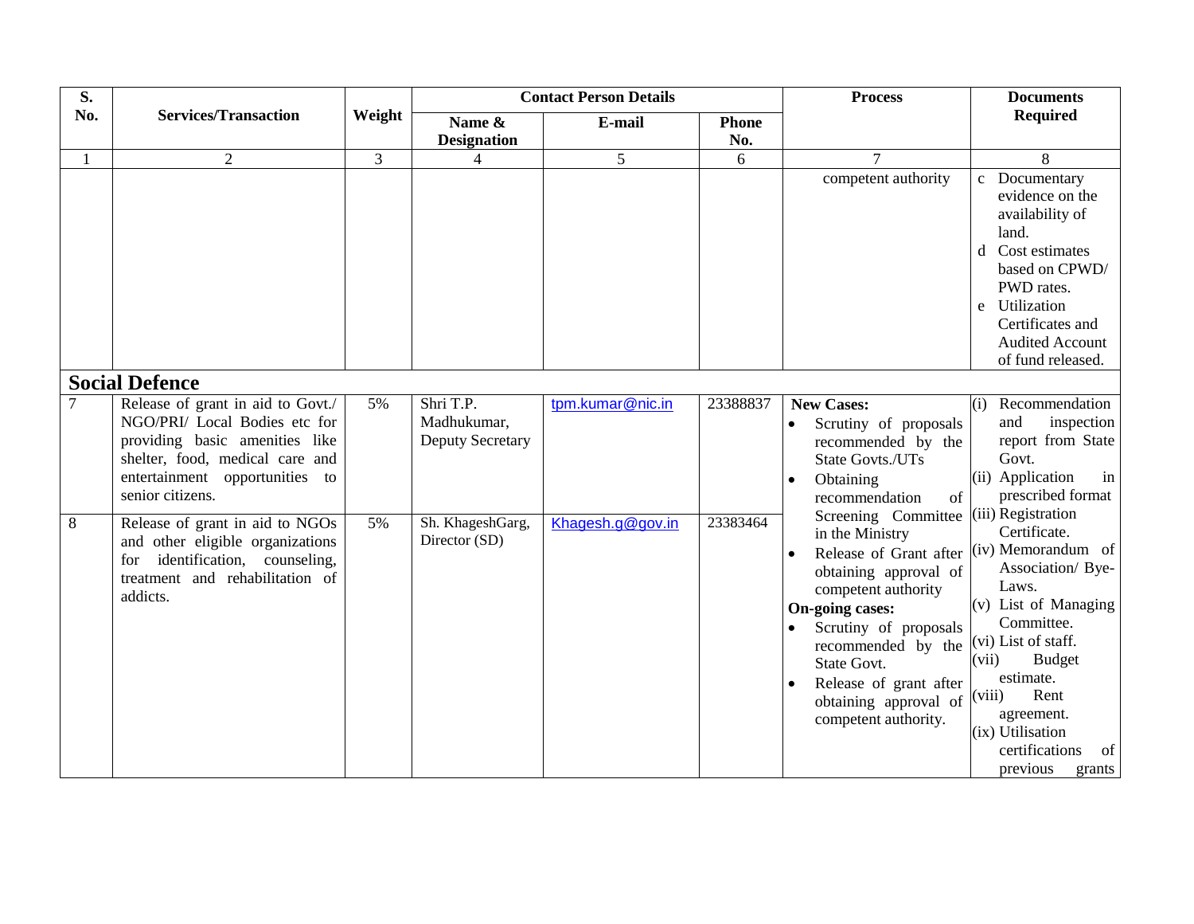| S. No. | Services/Transaction | Weight | Contact Person Details | | | Process | Documents Required |
|---|---|---|---|---|---|---|---|
| | | | Name & Designation | E-mail | Phone No. | | |
| 1 | 2 | 3 | 4 | 5 | 6 | 7 | 8 |
| | | | | | | competent authority | c Documentary evidence on the availability of land.<br>d Cost estimates based on CPWD/ PWD rates.<br>e Utilization Certificates and Audited Account of fund released. |
| **Social Defence** | | | | | | | |
| 7 | Release of grant in aid to Govt./ NGO/PRI/ Local Bodies etc for providing basic amenities like shelter, food, medical care and entertainment opportunities to senior citizens. | 5% | Shri T.P. Madhukumar, Deputy Secretary | tpm.kumar@nic.in | 23388837 | **New Cases:**<br>• Scrutiny of proposals recommended by the State Govts./UTs<br>• Obtaining recommendation of Screening Committee in the Ministry<br>• Release of Grant after obtaining approval of competent authority<br>**On-going cases:**<br>• Scrutiny of proposals recommended by the State Govt.<br>• Release of grant after obtaining approval of competent authority. | (i) Recommendation and inspection report from State Govt.<br>(ii) Application in prescribed format<br>(iii) Registration Certificate.<br>(iv) Memorandum of Association/ Bye-Laws.<br>(v) List of Managing Committee.<br>(vi) List of staff.<br>(vii) Budget estimate.<br>(viii) Rent agreement.<br>(ix) Utilisation certifications of previous grants |
| 8 | Release of grant in aid to NGOs and other eligible organizations for identification, counseling, treatment and rehabilitation of addicts. | 5% | Sh. KhageshGarg, Director (SD) | Khagesh.g@gov.in | 23383464 | | |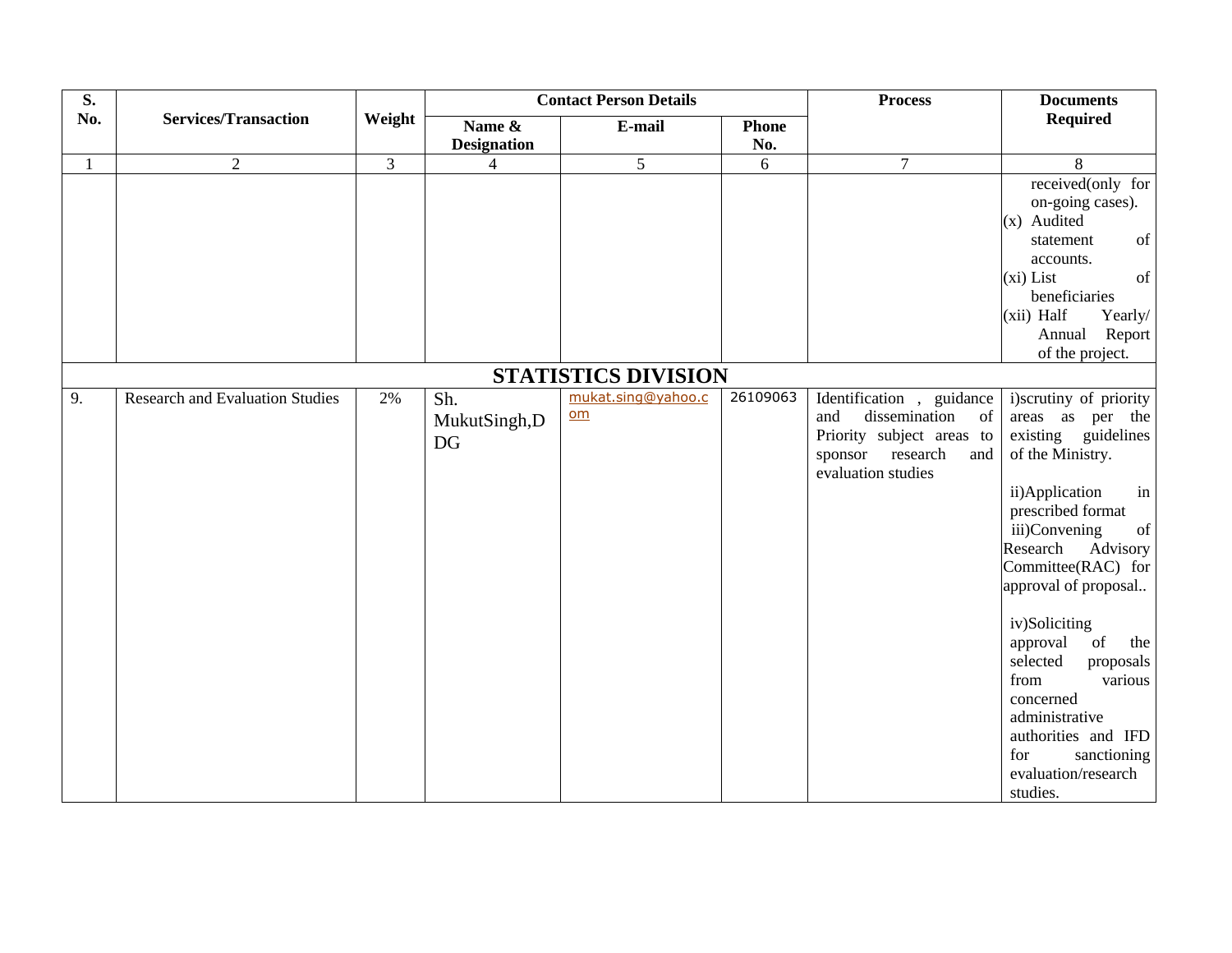| S. No. | Services/Transaction | Weight | Contact Person Details | | | Process | Documents Required |
|---|---|---|---|---|---|---|---|
| | | | Name & Designation | E-mail | Phone No. | | |
| 1 | 2 | 3 | 4 | 5 | 6 | 7 | 8 |
| | | | | | | | received(only for on-going cases).<br>(x) Audited statement of accounts.<br>(xi) List of beneficiaries<br>(xii) Half Yearly/ Annual Report of the project. |
| **STATISTICS DIVISION** | | | | | | | |
| 9. | Research and Evaluation Studies | 2% | Sh. MukutSingh,DDG | mukat.sing@yahoo.com | 26109063 | Identification , guidance and dissemination of Priority subject areas to sponsor research and evaluation studies | i)scrutiny of priority areas as per the existing guidelines of the Ministry.<br>ii)Application in prescribed format<br>iii)Convening of Research Advisory Committee(RAC) for approval of proposal..<br>iv)Soliciting approval of the selected proposals from various concerned administrative authorities and IFD for sanctioning evaluation/research studies. |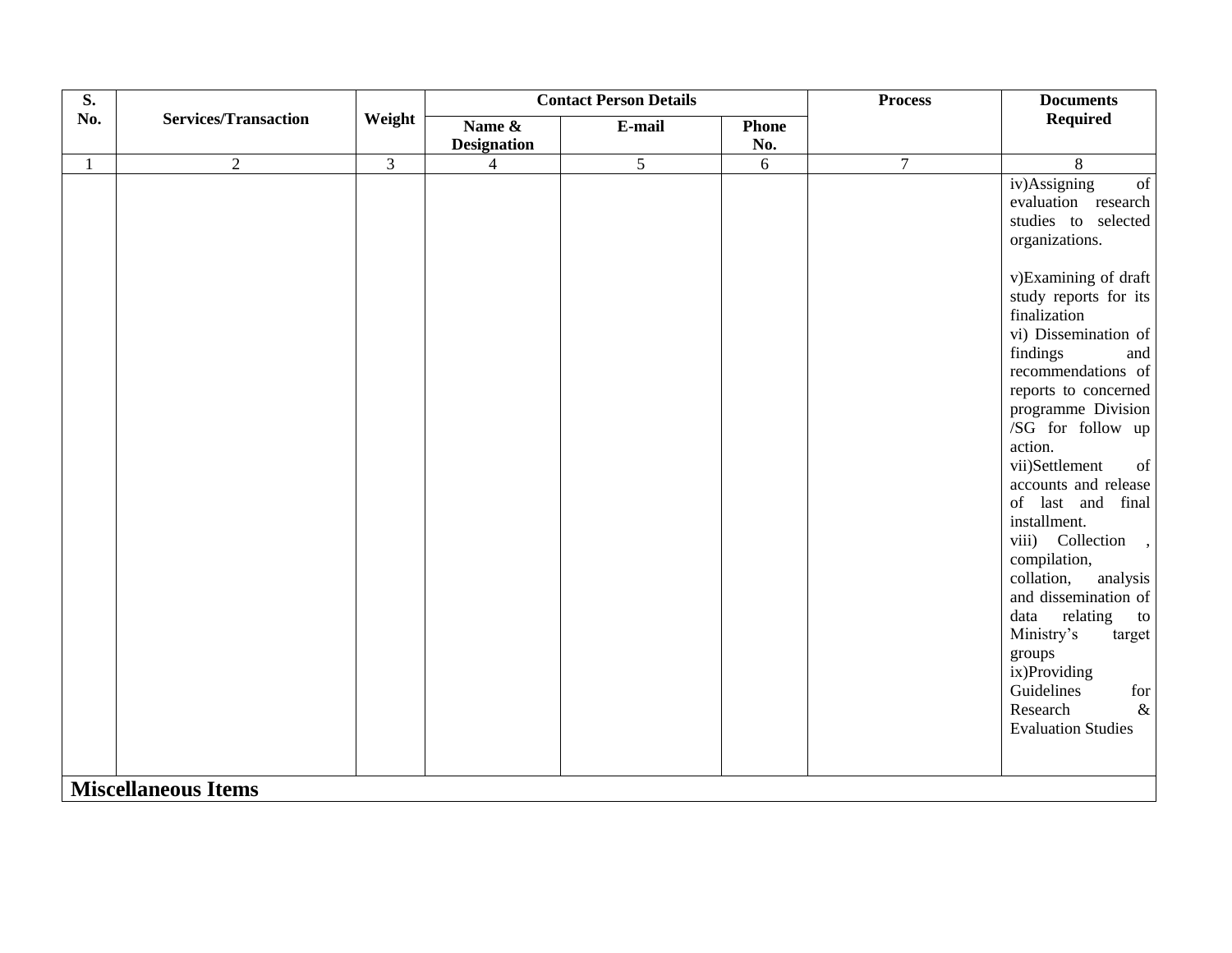| S. No. | Services/Transaction | Weight | Contact Person Details | | | Process | Documents Required |
|---|---|---|---|---|---|---|---|
| | | | Name & Designation | E-mail | Phone No. | | |
| 1 | 2 | 3 | 4 | 5 | 6 | 7 | 8 |
| | | | | | | | iv)Assigning of evaluation research studies to selected organizations.<br><br>v)Examining of draft study reports for its finalization<br>vi) Dissemination of findings and recommendations of reports to concerned programme Division /SG for follow up action.<br>vii)Settlement of accounts and release of last and final installment.<br>viii) Collection , compilation, collation, analysis and dissemination of data relating to Ministry's target groups<br>ix)Providing Guidelines for Research & Evaluation Studies |
| **Miscellaneous Items** | | | | | | | |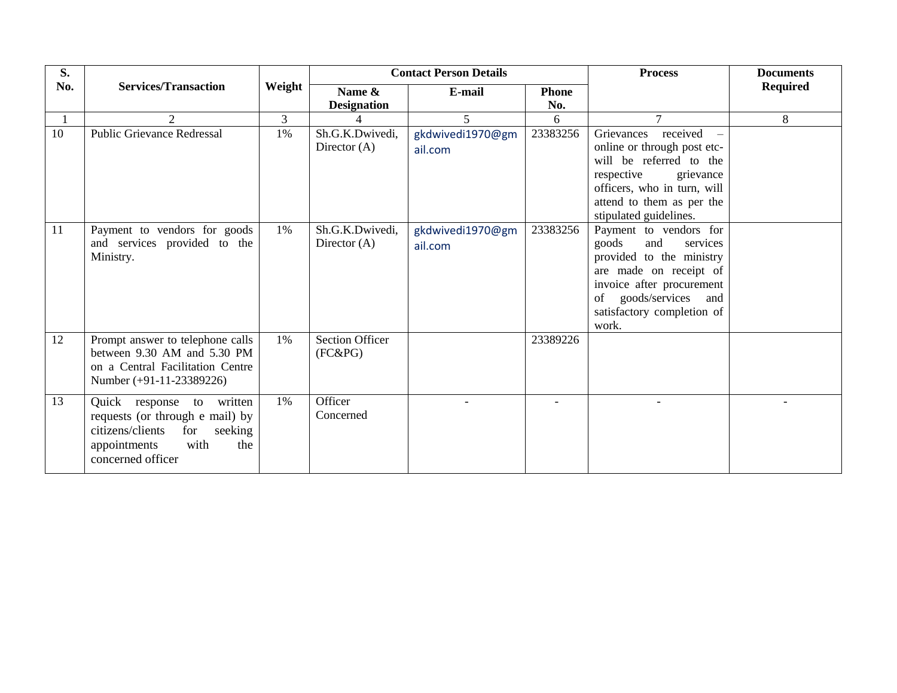| S. No. | Services/Transaction | Weight | Contact Person Details | | | Process | Documents Required |
|---|---|---|---|---|---|---|---|
| | | | Name & Designation | E-mail | Phone No. | | |
| 1 | 2 | 3 | 4 | 5 | 6 | 7 | 8 |
| 10 | Public Grievance Redressal | 1% | Sh.G.K.Dwivedi, Director (A) | gkdwivedi1970@gmail.com | 23383256 | Grievances received – online or through post etc- will be referred to the respective grievance officers, who in turn, will attend to them as per the stipulated guidelines. | |
| 11 | Payment to vendors for goods and services provided to the Ministry. | 1% | Sh.G.K.Dwivedi, Director (A) | gkdwivedi1970@gmail.com | 23383256 | Payment to vendors for goods and services provided to the ministry are made on receipt of invoice after procurement of goods/services and satisfactory completion of work. | |
| 12 | Prompt answer to telephone calls between 9.30 AM and 5.30 PM on a Central Facilitation Centre Number (+91-11-23389226) | 1% | Section Officer (FC&PG) | | 23389226 | | |
| 13 | Quick response to written requests (or through e mail) by citizens/clients for seeking appointments with the concerned officer | 1% | Officer Concerned | - | - | - | - |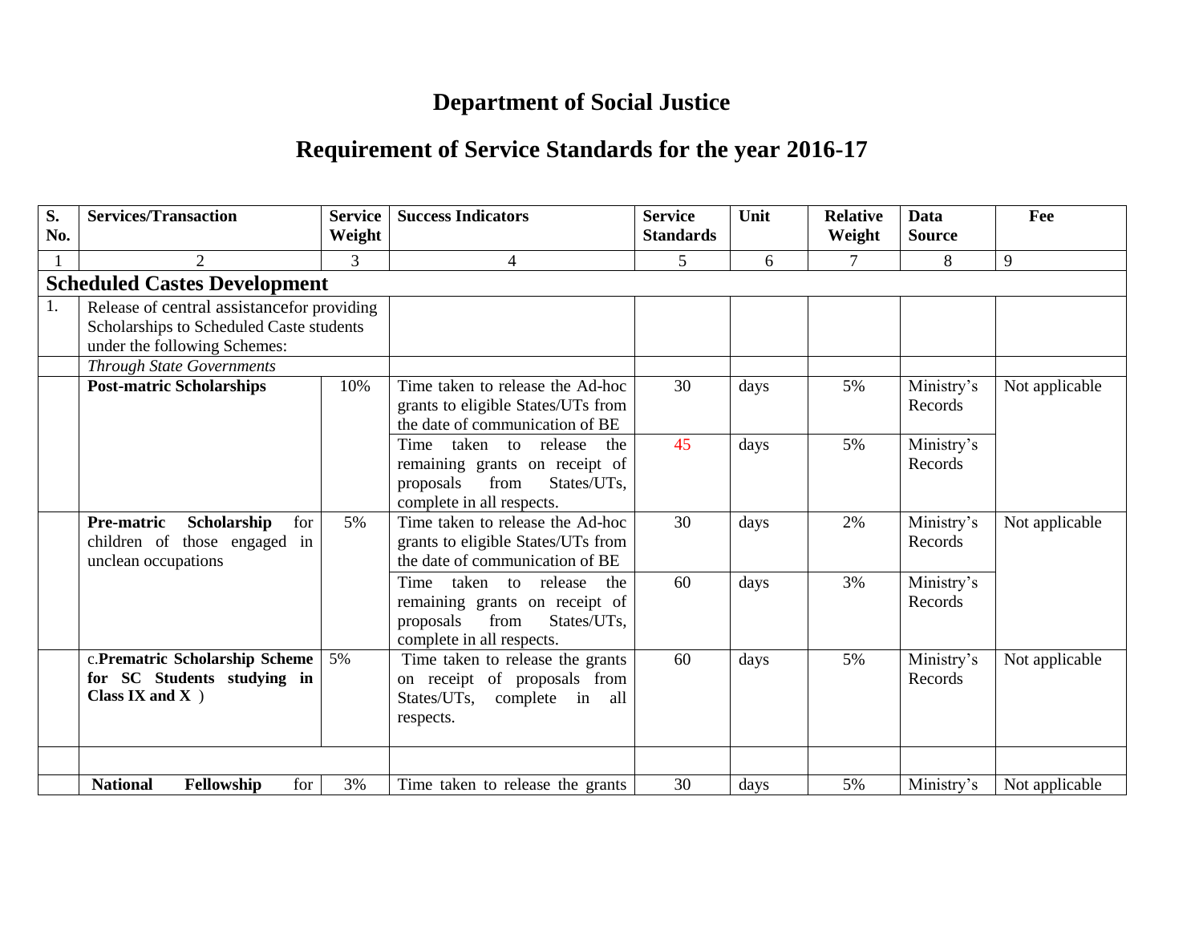# Department of Social Justice

## Requirement of Service Standards for the year 2016-17

| S. No. | Services/Transaction | Service Weight | Success Indicators | Service Standards | Unit | Relative Weight | Data Source | Fee |
|---|---|---|---|---|---|---|---|---|
| 1 | 2 | 3 | 4 | 5 | 6 | 7 | 8 | 9 |
| **Scheduled Castes Development** | | | | | | | | |
| 1. | Release of central assistancefor providing Scholarships to Scheduled Caste students under the following Schemes: | | | | | | | |
| | *Through State Governments* | | | | | | | |
| | **Post-matric Scholarships** | 10% | Time taken to release the Ad-hoc grants to eligible States/UTs from the date of communication of BE | 30 | days | 5% | Ministry's Records | Not applicable |
| | | | Time taken to release the remaining grants on receipt of proposals from States/UTs, complete in all respects. | 45 | days | 5% | Ministry's Records | |
| | **Pre-matric Scholarship** for children of those engaged in unclean occupations | 5% | Time taken to release the Ad-hoc grants to eligible States/UTs from the date of communication of BE | 30 | days | 2% | Ministry's Records | Not applicable |
| | | | Time taken to release the remaining grants on receipt of proposals from States/UTs, complete in all respects. | 60 | days | 3% | Ministry's Records | |
| | c.**Prematric Scholarship Scheme for SC Students studying in Class IX and X** ) | 5% | Time taken to release the grants on receipt of proposals from States/UTs, complete in all respects. | 60 | days | 5% | Ministry's Records | Not applicable |
| | | | | | | | | |
| | **National Fellowship** for | 3% | Time taken to release the grants | 30 | days | 5% | Ministry's | Not applicable |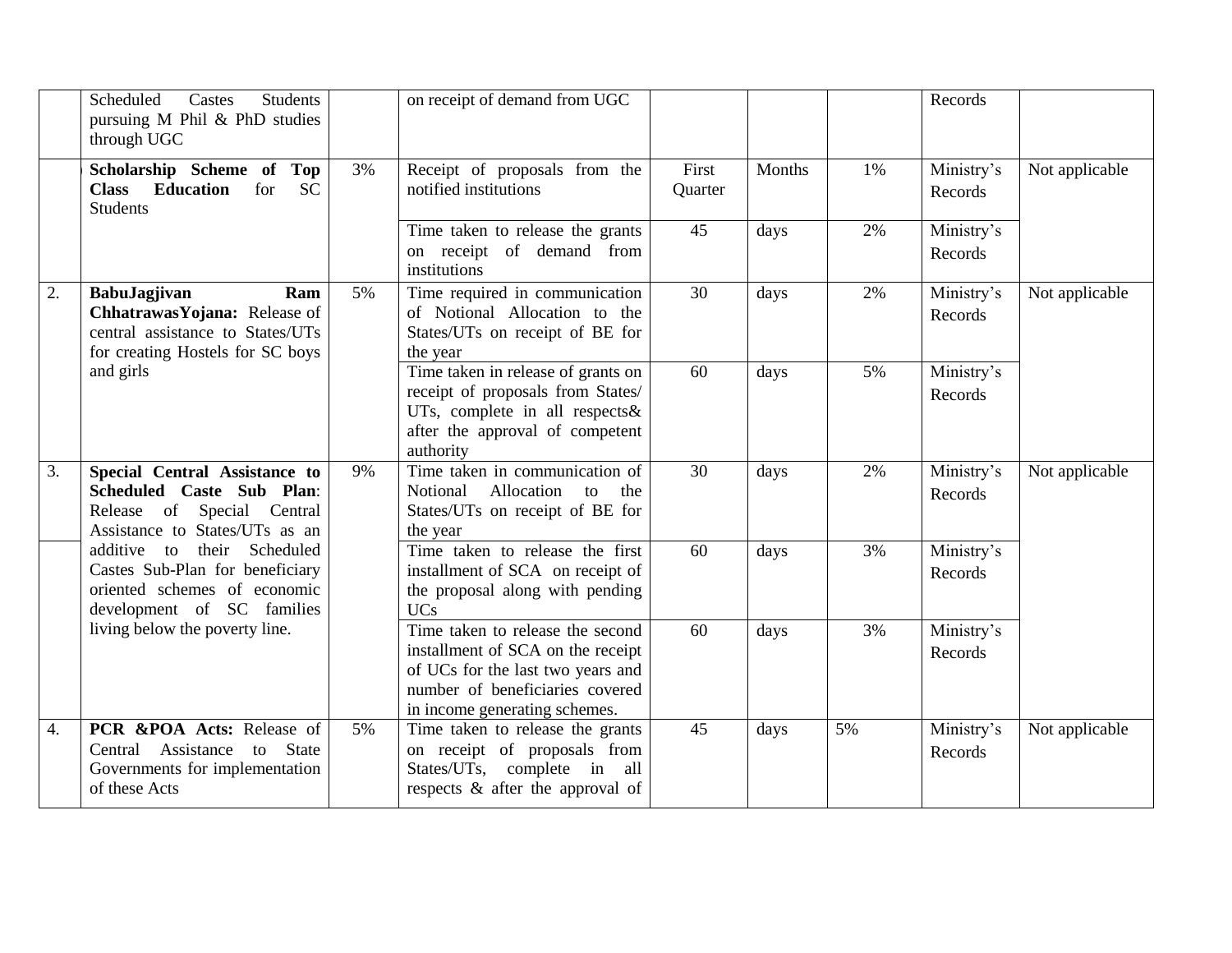|  |  |  |  |  |  |  |  |  |
|---|---|---|---|---|---|---|---|---|
|  | Scheduled Castes Students pursuing M Phil & PhD studies through UGC |  | on receipt of demand from UGC |  |  |  | Records |  |
|  | **Scholarship Scheme of Top Class Education** for SC Students | 3% | Receipt of proposals from the notified institutions | First Quarter | Months | 1% | Ministry's Records | Not applicable |
|  |  |  | Time taken to release the grants on receipt of demand from institutions | 45 | days | 2% | Ministry's Records |  |
| 2. | **BabuJagjivan Ram ChhatrawasYojana:** Release of central assistance to States/UTs for creating Hostels for SC boys and girls | 5% | Time required in communication of Notional Allocation to the States/UTs on receipt of BE for the year | 30 | days | 2% | Ministry's Records | Not applicable |
|  |  |  | Time taken in release of grants on receipt of proposals from States/ UTs, complete in all respects& after the approval of competent authority | 60 | days | 5% | Ministry's Records |  |
| 3. | **Special Central Assistance to Scheduled Caste Sub Plan**: Release of Special Central Assistance to States/UTs as an additive to their Scheduled Castes Sub-Plan for beneficiary oriented schemes of economic development of SC families living below the poverty line. | 9% | Time taken in communication of Notional Allocation to the States/UTs on receipt of BE for the year | 30 | days | 2% | Ministry's Records | Not applicable |
|  |  |  | Time taken to release the first installment of SCA on receipt of the proposal along with pending UCs | 60 | days | 3% | Ministry's Records |  |
|  |  |  | Time taken to release the second installment of SCA on the receipt of UCs for the last two years and number of beneficiaries covered in income generating schemes. | 60 | days | 3% | Ministry's Records |  |
| 4. | **PCR &POA Acts:** Release of Central Assistance to State Governments for implementation of these Acts | 5% | Time taken to release the grants on receipt of proposals from States/UTs, complete in all respects & after the approval of | 45 | days | 5% | Ministry's Records | Not applicable |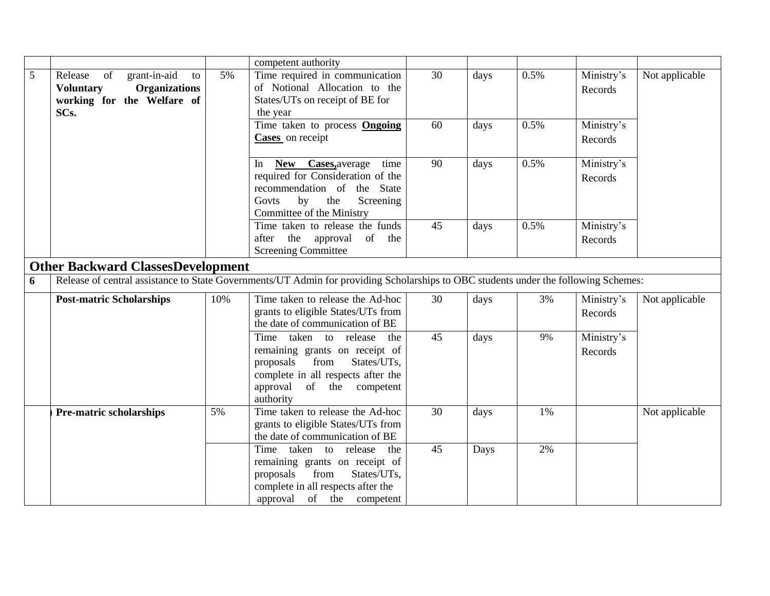|  |  |  | competent authority |  |  |  |  |  |
|---|---|---|---|---|---|---|---|---|
| 5 | Release of grant-in-aid to **Voluntary Organizations working for the Welfare of SCs.** | 5% | Time required in communication of Notional Allocation to the States/UTs on receipt of BE for the year | 30 | days | 0.5% | Ministry's Records | Not applicable |
|  |  |  | Time taken to process **Ongoing Cases** on receipt | 60 | days | 0.5% | Ministry's Records |  |
|  |  |  | In **New Cases,**average time required for Consideration of the recommendation of the State Govts by the Screening Committee of the Ministry | 90 | days | 0.5% | Ministry's Records |  |
|  |  |  | Time taken to release the funds after the approval of the Screening Committee | 45 | days | 0.5% | Ministry's Records |  |
| **Other Backward ClassesDevelopment** |  |  |  |  |  |  |  |  |
| **6** | Release of central assistance to State Governments/UT Admin for providing Scholarships to OBC students under the following Schemes: |  |  |  |  |  |  |  |
|  | **Post-matric Scholarships** | 10% | Time taken to release the Ad-hoc grants to eligible States/UTs from the date of communication of BE | 30 | days | 3% | Ministry's Records | Not applicable |
|  |  |  | Time taken to release the remaining grants on receipt of proposals from States/UTs, complete in all respects after the approval of the competent authority | 45 | days | 9% | Ministry's Records |  |
|  | **Pre-matric scholarships** | 5% | Time taken to release the Ad-hoc grants to eligible States/UTs from the date of communication of BE | 30 | days | 1% |  | Not applicable |
|  |  |  | Time taken to release the remaining grants on receipt of proposals from States/UTs, complete in all respects after the approval of the competent | 45 | Days | 2% |  |  |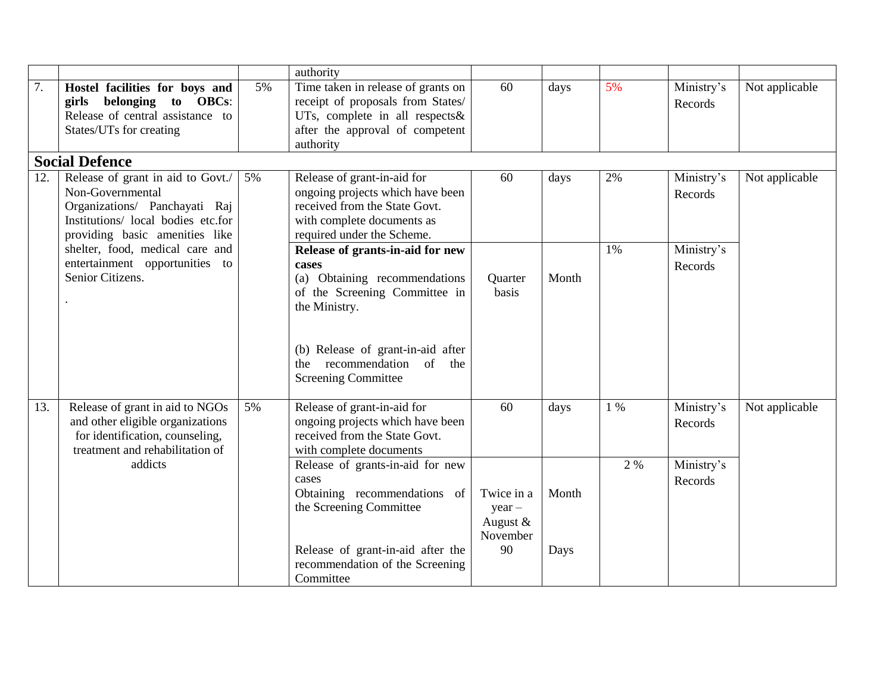|  |  |  | authority |  |  |  |  |  |
|---|---|---|---|---|---|---|---|---|
| 7. | **Hostel facilities for boys and girls belonging to OBCs**: Release of central assistance to States/UTs for creating | 5% | Time taken in release of grants on receipt of proposals from States/ UTs, complete in all respects& after the approval of competent authority | 60 | days | 5% | Ministry's Records | Not applicable |
| **Social Defence** |  |  |  |  |  |  |  |  |
| 12. | Release of grant in aid to Govt./ Non-Governmental Organizations/ Panchayati Raj Institutions/ local bodies etc.for providing basic amenities like shelter, food, medical care and entertainment opportunities to Senior Citizens. . | 5% | Release of grant-in-aid for ongoing projects which have been received from the State Govt. with complete documents as required under the Scheme. | 60 | days | 2% | Ministry's Records | Not applicable |
|  |  |  | **Release of grants-in-aid for new cases** (a) Obtaining recommendations of the Screening Committee in the Ministry. (b) Release of grant-in-aid after the recommendation of the Screening Committee | Quarter basis | Month | 1% | Ministry's Records |  |
| 13. | Release of grant in aid to NGOs and other eligible organizations for identification, counseling, treatment and rehabilitation of addicts | 5% | Release of grant-in-aid for ongoing projects which have been received from the State Govt. with complete documents | 60 | days | 1 % | Ministry's Records | Not applicable |
|  |  |  | Release of grants-in-aid for new cases Obtaining recommendations of the Screening Committee Release of grant-in-aid after the recommendation of the Screening Committee | Twice in a year – August & November 90 | Month Days | 2 % | Ministry's Records |  |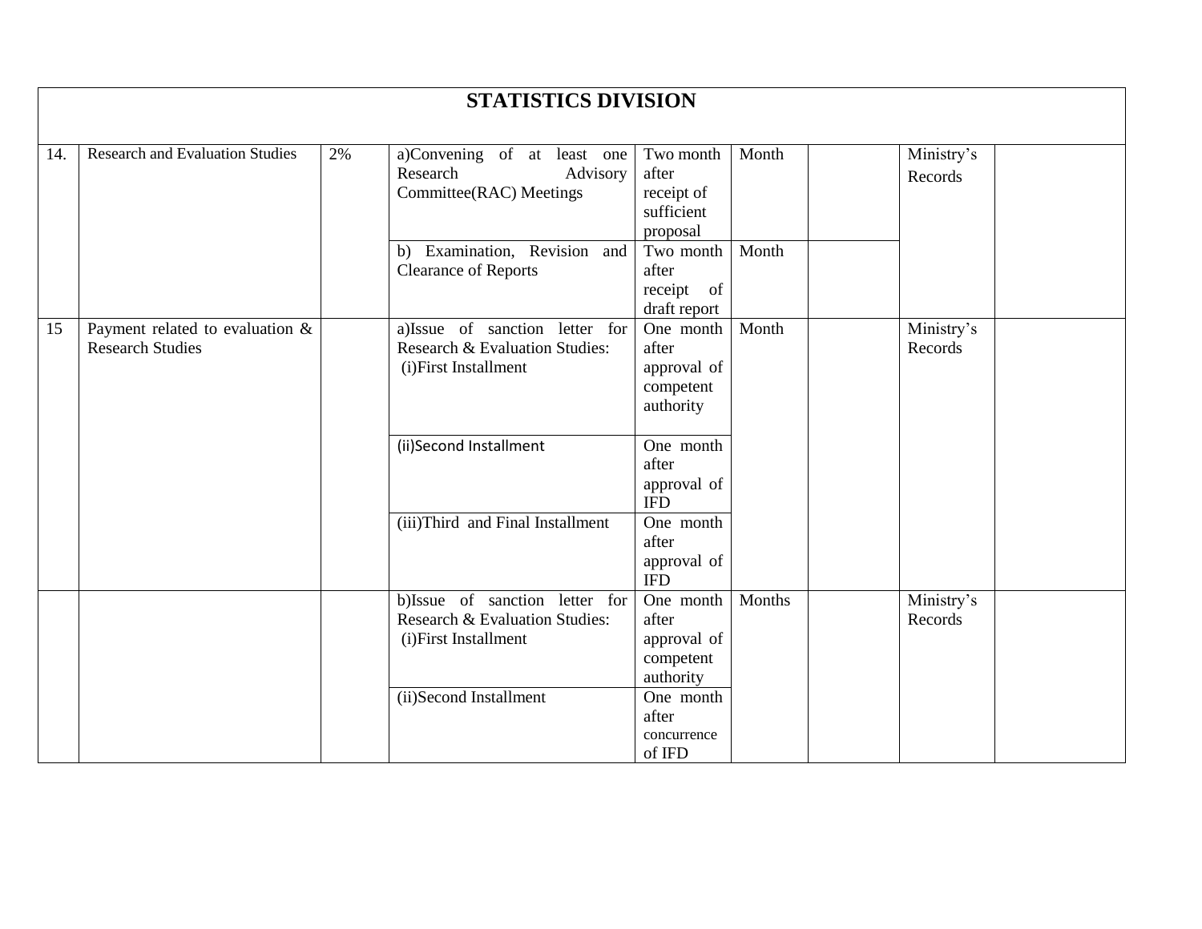| STATISTICS DIVISION | | | | | | | | |
|---|---|---|---|---|---|---|---|---|
| 14. | Research and Evaluation Studies | 2% | a)Convening of at least one Research Advisory Committee(RAC) Meetings | Two month after receipt of sufficient proposal | Month | | Ministry's Records | |
| | | | b) Examination, Revision and Clearance of Reports | Two month after receipt of draft report | Month | | | |
| 15 | Payment related to evaluation & Research Studies | | a)Issue of sanction letter for Research & Evaluation Studies: (i)First Installment | One month after approval of competent authority | Month | | Ministry's Records | |
| | | | (ii)Second Installment | One month after approval of IFD | | | | |
| | | | (iii)Third and Final Installment | One month after approval of IFD | | | | |
| | | | b)Issue of sanction letter for Research & Evaluation Studies: (i)First Installment | One month after approval of competent authority | Months | | Ministry's Records | |
| | | | (ii)Second Installment | One month after concurrence of IFD | | | | |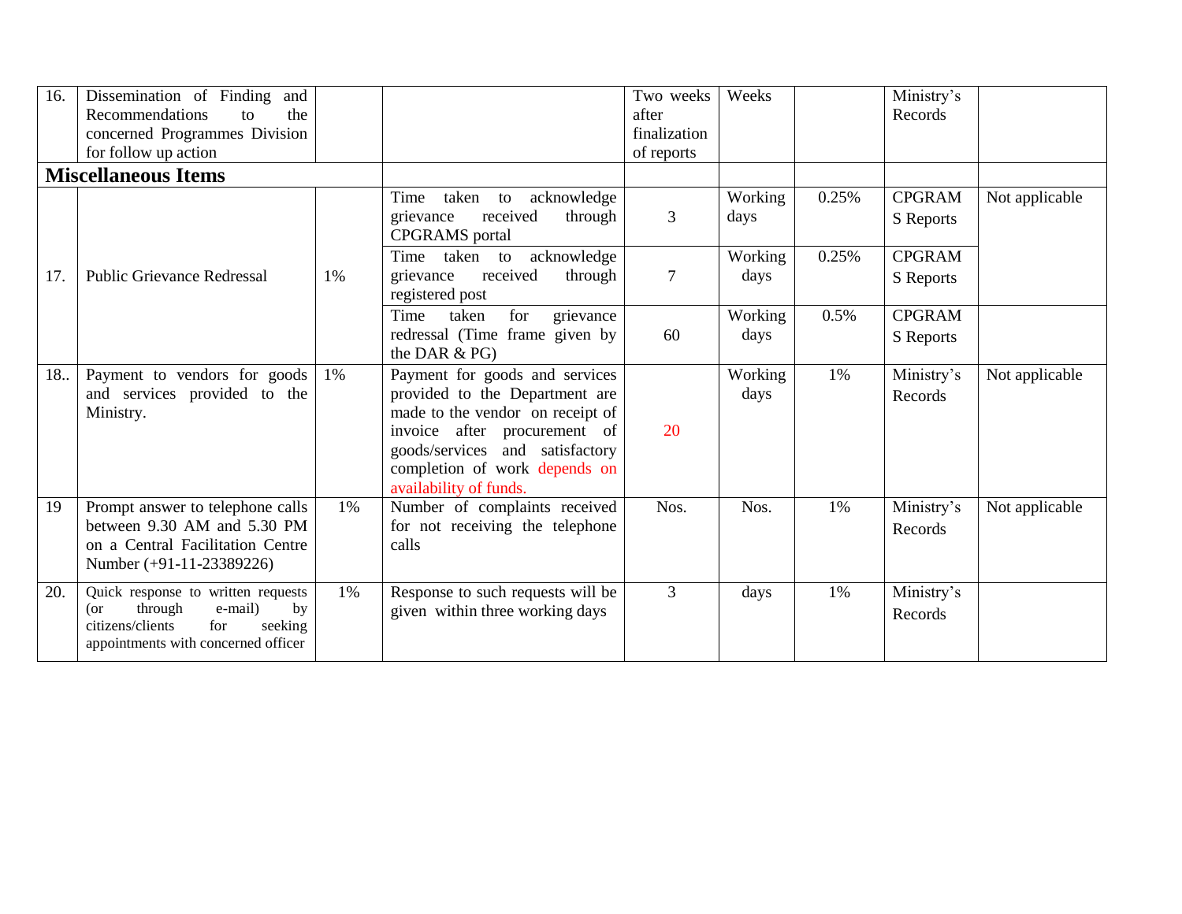| 16. | Dissemination of Finding and Recommendations to the concerned Programmes Division for follow up action | | | Two weeks after finalization of reports | Weeks | | Ministry's Records | |
|---|---|---|---|---|---|---|---|---|
| **Miscellaneous Items** | | | | | | | | |
| 17. | Public Grievance Redressal | 1% | Time taken to acknowledge grievance received through CPGRAMS portal | 3 | Working days | 0.25% | CPGRAMS Reports | Not applicable |
| | | | Time taken to acknowledge grievance received through registered post | 7 | Working days | 0.25% | CPGRAMS Reports | |
| | | | Time taken for grievance redressal (Time frame given by the DAR & PG) | 60 | Working days | 0.5% | CPGRAMS Reports | |
| 18.. | Payment to vendors for goods and services provided to the Ministry. | 1% | Payment for goods and services provided to the Department are made to the vendor on receipt of invoice after procurement of goods/services and satisfactory completion of work depends on availability of funds. | 20 | Working days | 1% | Ministry's Records | Not applicable |
| 19 | Prompt answer to telephone calls between 9.30 AM and 5.30 PM on a Central Facilitation Centre Number (+91-11-23389226) | 1% | Number of complaints received for not receiving the telephone calls | Nos. | Nos. | 1% | Ministry's Records | Not applicable |
| 20. | Quick response to written requests (or through e-mail) by citizens/clients for seeking appointments with concerned officer | 1% | Response to such requests will be given within three working days | 3 | days | 1% | Ministry's Records | |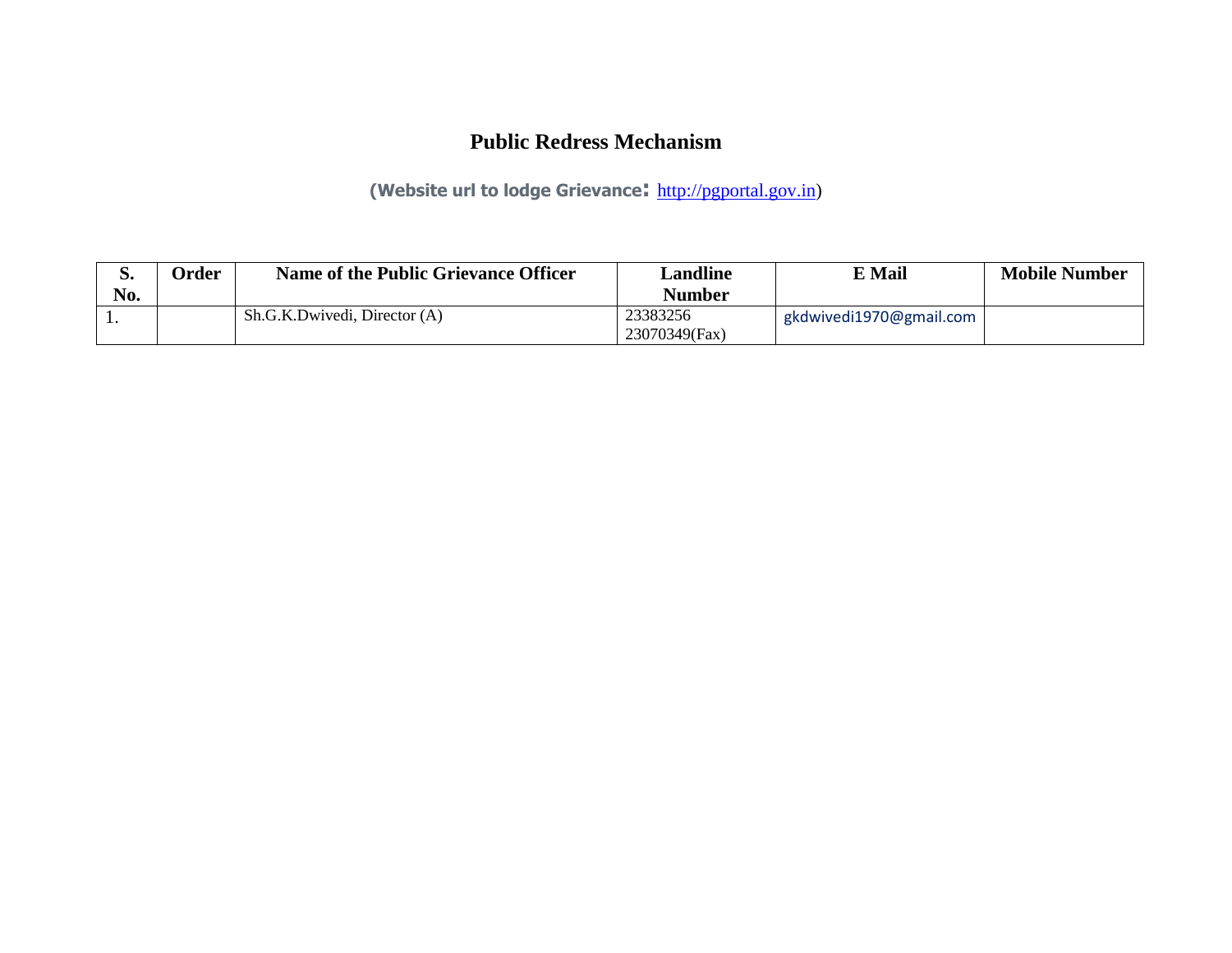# Public Redress Mechanism

**(Website url to lodge Grievance:** http://pgportal.gov.in)

| S. No. | Order | Name of the Public Grievance Officer | Landline Number | E Mail | Mobile Number |
|---|---|---|---|---|---|
| 1. | | Sh.G.K.Dwivedi, Director (A) | 23383256<br>23070349(Fax) | gkdwivedi1970@gmail.com | |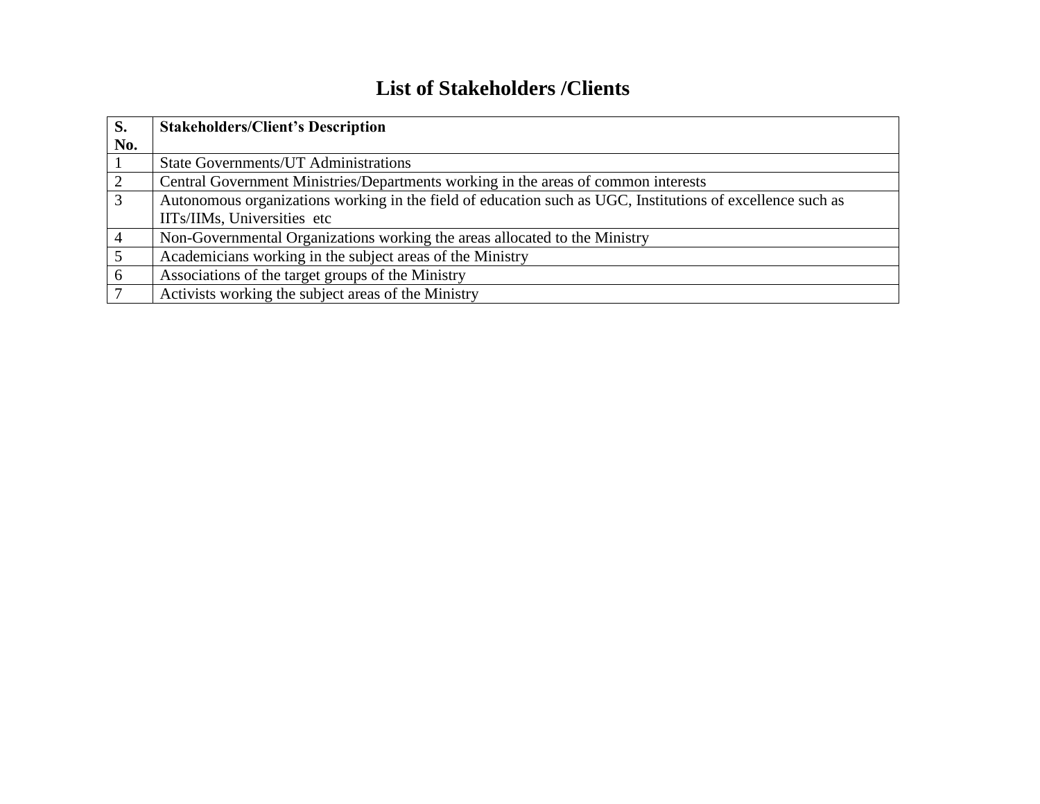# List of Stakeholders /Clients

| S. No. | Stakeholders/Client's Description |
|---|---|
| 1 | State Governments/UT Administrations |
| 2 | Central Government Ministries/Departments working in the areas of common interests |
| 3 | Autonomous organizations working in the field of education such as UGC, Institutions of excellence such as IITs/IIMs, Universities etc |
| 4 | Non-Governmental Organizations working the areas allocated to the Ministry |
| 5 | Academicians working in the subject areas of the Ministry |
| 6 | Associations of the target groups of the Ministry |
| 7 | Activists working the subject areas of the Ministry |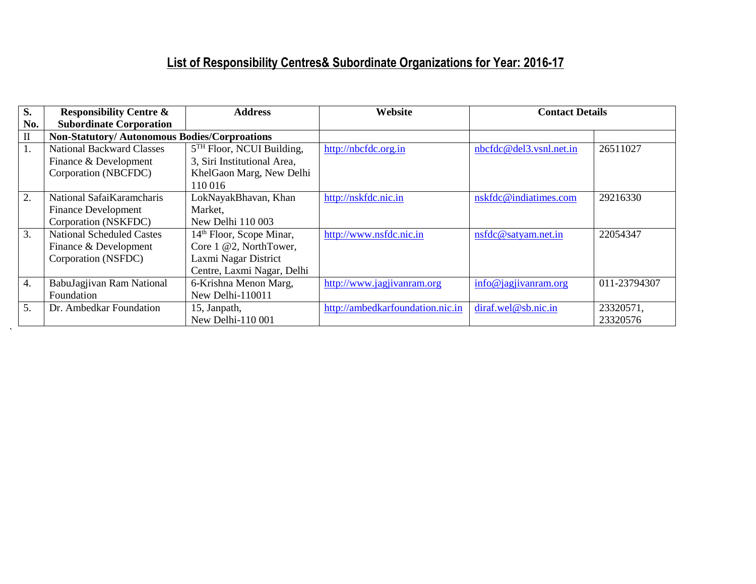## List of Responsibility Centres& Subordinate Organizations for Year: 2016-17

| S. No. | Responsibility Centre & Subordinate Corporation | Address | Website | Contact Details | |
|---|---|---|---|---|---|
| II | **Non-Statutory/ Autonomous Bodies/Corproations** | | | | |
| 1. | National Backward Classes Finance & Development Corporation (NBCFDC) | 5TH Floor, NCUI Building, 3, Siri Institutional Area, KhelGaon Marg, New Delhi 110 016 | http://nbcfdc.org.in | nbcfdc@del3.vsnl.net.in | 26511027 |
| 2. | National SafaiKaramcharis Finance Development Corporation (NSKFDC) | LokNayakBhavan, Khan Market, New Delhi 110 003 | http://nskfdc.nic.in | nskfdc@indiatimes.com | 29216330 |
| 3. | National Scheduled Castes Finance & Development Corporation (NSFDC) | 14th Floor, Scope Minar, Core 1 @2, NorthTower, Laxmi Nagar District Centre, Laxmi Nagar, Delhi | http://www.nsfdc.nic.in | nsfdc@satyam.net.in | 22054347 |
| 4. | BabuJagjivan Ram National Foundation | 6-Krishna Menon Marg, New Delhi-110011 | http://www.jagjivanram.org | info@jagjivanram.org | 011-23794307 |
| 5. | Dr. Ambedkar Foundation | 15, Janpath, New Delhi-110 001 | http://ambedkarfoundation.nic.in | diraf.wel@sb.nic.in | 23320571, 23320576 |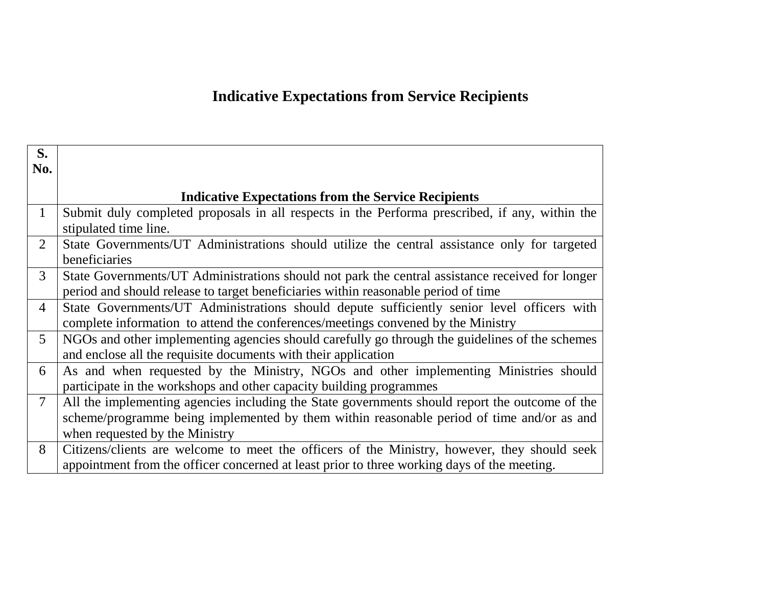# Indicative Expectations from Service Recipients

| S. No. | Indicative Expectations from the Service Recipients |
|---|---|
| 1 | Submit duly completed proposals in all respects in the Performa prescribed, if any, within the stipulated time line. |
| 2 | State Governments/UT Administrations should utilize the central assistance only for targeted beneficiaries |
| 3 | State Governments/UT Administrations should not park the central assistance received for longer period and should release to target beneficiaries within reasonable period of time |
| 4 | State Governments/UT Administrations should depute sufficiently senior level officers with complete information to attend the conferences/meetings convened by the Ministry |
| 5 | NGOs and other implementing agencies should carefully go through the guidelines of the schemes and enclose all the requisite documents with their application |
| 6 | As and when requested by the Ministry, NGOs and other implementing Ministries should participate in the workshops and other capacity building programmes |
| 7 | All the implementing agencies including the State governments should report the outcome of the scheme/programme being implemented by them within reasonable period of time and/or as and when requested by the Ministry |
| 8 | Citizens/clients are welcome to meet the officers of the Ministry, however, they should seek appointment from the officer concerned at least prior to three working days of the meeting. |